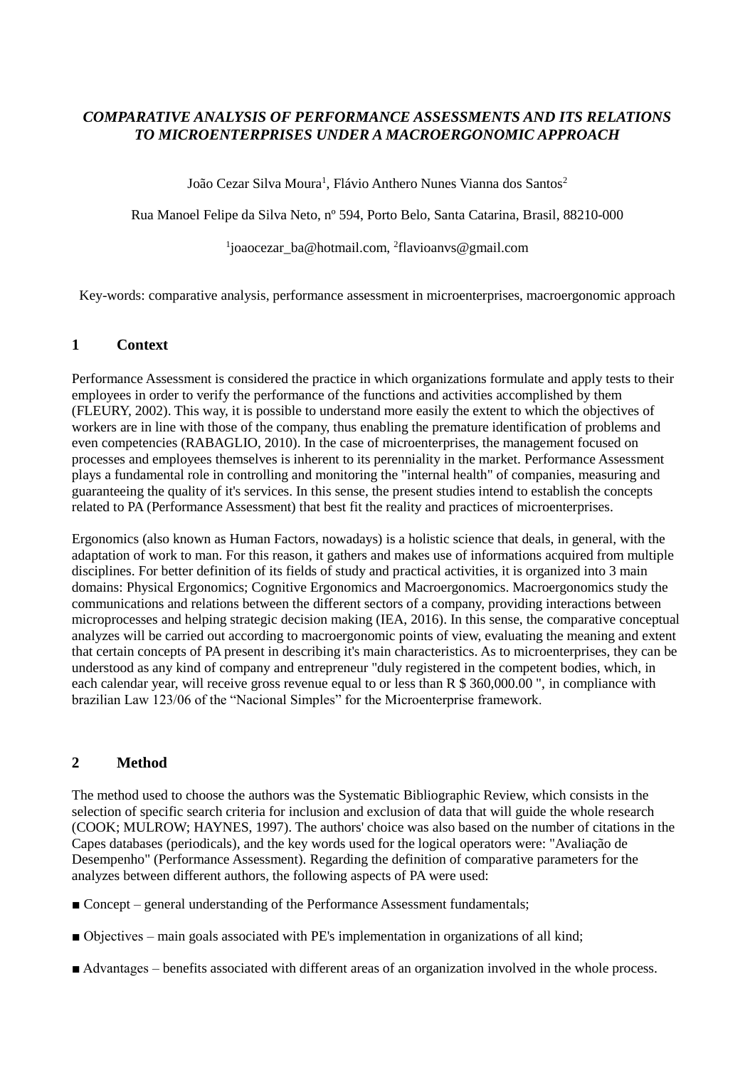# *COMPARATIVE ANALYSIS OF PERFORMANCE ASSESSMENTS AND ITS RELATIONS TO MICROENTERPRISES UNDER A MACROERGONOMIC APPROACH*

João Cezar Silva Moura[1], Flávio Anthero Nunes Vianna dos Santos[2]

Rua Manoel Felipe da Silva Neto, nº 594, Porto Belo, Santa Catarina, Brasil, 88210-000

[1]joaocezar_ba@hotmail.com, [2]flavioanvs@gmail.com

Key-words: comparative analysis, performance assessment in microenterprises, macroergonomic approach

## 1 Context

Performance Assessment is considered the practice in which organizations formulate and apply tests to their employees in order to verify the performance of the functions and activities accomplished by them (FLEURY, 2002). This way, it is possible to understand more easily the extent to which the objectives of workers are in line with those of the company, thus enabling the premature identification of problems and even competencies (RABAGLIO, 2010). In the case of microenterprises, the management focused on processes and employees themselves is inherent to its perenniality in the market. Performance Assessment plays a fundamental role in controlling and monitoring the "internal health" of companies, measuring and guaranteeing the quality of it's services. In this sense, the present studies intend to establish the concepts related to PA (Performance Assessment) that best fit the reality and practices of microenterprises.

Ergonomics (also known as Human Factors, nowadays) is a holistic science that deals, in general, with the adaptation of work to man. For this reason, it gathers and makes use of informations acquired from multiple disciplines. For better definition of its fields of study and practical activities, it is organized into 3 main domains: Physical Ergonomics; Cognitive Ergonomics and Macroergonomics. Macroergonomics study the communications and relations between the different sectors of a company, providing interactions between microprocesses and helping strategic decision making (IEA, 2016). In this sense, the comparative conceptual analyzes will be carried out according to macroergonomic points of view, evaluating the meaning and extent that certain concepts of PA present in describing it's main characteristics. As to microenterprises, they can be understood as any kind of company and entrepreneur "duly registered in the competent bodies, which, in each calendar year, will receive gross revenue equal to or less than R $ 360,000.00 ", in compliance with brazilian Law 123/06 of the "Nacional Simples" for the Microenterprise framework.

## 2 Method

The method used to choose the authors was the Systematic Bibliographic Review, which consists in the selection of specific search criteria for inclusion and exclusion of data that will guide the whole research (COOK; MULROW; HAYNES, 1997). The authors' choice was also based on the number of citations in the Capes databases (periodicals), and the key words used for the logical operators were: "Avaliação de Desempenho" (Performance Assessment). Regarding the definition of comparative parameters for the analyzes between different authors, the following aspects of PA were used:

- Concept – general understanding of the Performance Assessment fundamentals;
- Objectives – main goals associated with PE's implementation in organizations of all kind;
- Advantages – benefits associated with different areas of an organization involved in the whole process.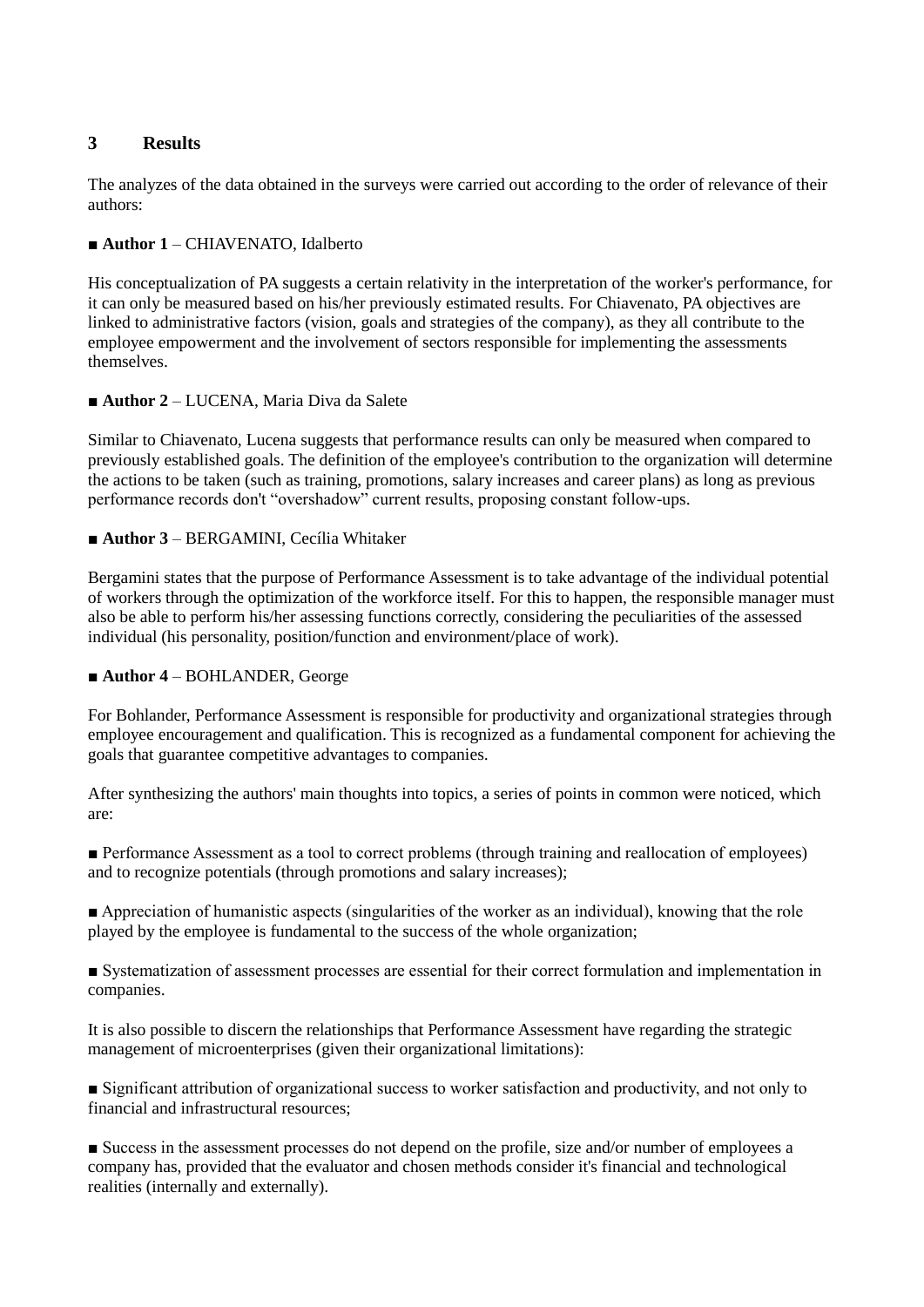## 3 Results

The analyzes of the data obtained in the surveys were carried out according to the order of relevance of their authors:

■ **Author 1** – CHIAVENATO, Idalberto

His conceptualization of PA suggests a certain relativity in the interpretation of the worker's performance, for it can only be measured based on his/her previously estimated results. For Chiavenato, PA objectives are linked to administrative factors (vision, goals and strategies of the company), as they all contribute to the employee empowerment and the involvement of sectors responsible for implementing the assessments themselves.

■ **Author 2** – LUCENA, Maria Diva da Salete

Similar to Chiavenato, Lucena suggests that performance results can only be measured when compared to previously established goals. The definition of the employee's contribution to the organization will determine the actions to be taken (such as training, promotions, salary increases and career plans) as long as previous performance records don't "overshadow" current results, proposing constant follow-ups.

■ **Author 3** – BERGAMINI, Cecília Whitaker

Bergamini states that the purpose of Performance Assessment is to take advantage of the individual potential of workers through the optimization of the workforce itself. For this to happen, the responsible manager must also be able to perform his/her assessing functions correctly, considering the peculiarities of the assessed individual (his personality, position/function and environment/place of work).

■ **Author 4** – BOHLANDER, George

For Bohlander, Performance Assessment is responsible for productivity and organizational strategies through employee encouragement and qualification. This is recognized as a fundamental component for achieving the goals that guarantee competitive advantages to companies.

After synthesizing the authors' main thoughts into topics, a series of points in common were noticed, which are:

■ Performance Assessment as a tool to correct problems (through training and reallocation of employees) and to recognize potentials (through promotions and salary increases);

■ Appreciation of humanistic aspects (singularities of the worker as an individual), knowing that the role played by the employee is fundamental to the success of the whole organization;

■ Systematization of assessment processes are essential for their correct formulation and implementation in companies.

It is also possible to discern the relationships that Performance Assessment have regarding the strategic management of microenterprises (given their organizational limitations):

■ Significant attribution of organizational success to worker satisfaction and productivity, and not only to financial and infrastructural resources;

■ Success in the assessment processes do not depend on the profile, size and/or number of employees a company has, provided that the evaluator and chosen methods consider it's financial and technological realities (internally and externally).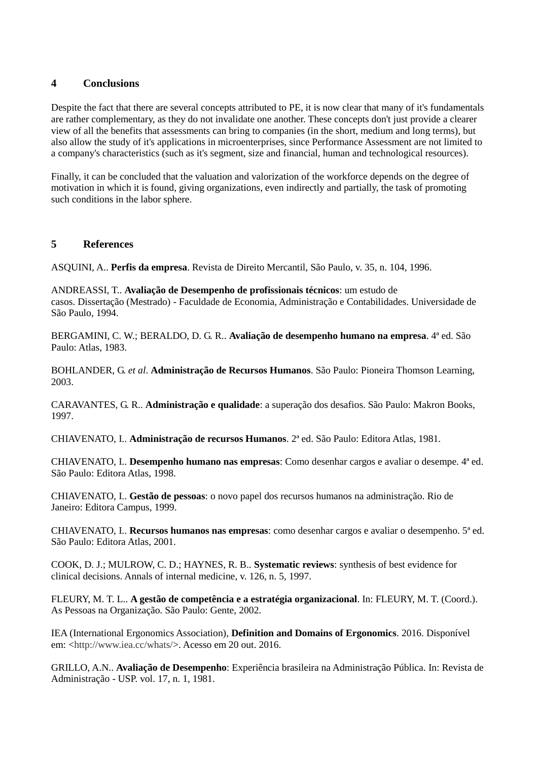## 4 Conclusions

Despite the fact that there are several concepts attributed to PE, it is now clear that many of it's fundamentals are rather complementary, as they do not invalidate one another. These concepts don't just provide a clearer view of all the benefits that assessments can bring to companies (in the short, medium and long terms), but also allow the study of it's applications in microenterprises, since Performance Assessment are not limited to a company's characteristics (such as it's segment, size and financial, human and technological resources).

Finally, it can be concluded that the valuation and valorization of the workforce depends on the degree of motivation in which it is found, giving organizations, even indirectly and partially, the task of promoting such conditions in the labor sphere.

## 5 References

ASQUINI, A.. **Perfis da empresa**. Revista de Direito Mercantil, São Paulo, v. 35, n. 104, 1996.

ANDREASSI, T.. **Avaliação de Desempenho de profissionais técnicos**: um estudo de casos. Dissertação (Mestrado) - Faculdade de Economia, Administração e Contabilidades. Universidade de São Paulo, 1994.

BERGAMINI, C. W.; BERALDO, D. G. R.. **Avaliação de desempenho humano na empresa**. 4ª ed. São Paulo: Atlas, 1983.

BOHLANDER, G. *et al*. **Administração de Recursos Humanos**. São Paulo: Pioneira Thomson Learning, 2003.

CARAVANTES, G. R.. **Administração e qualidade**: a superação dos desafios. São Paulo: Makron Books, 1997.

CHIAVENATO, I.. **Administração de recursos Humanos**. 2ª ed. São Paulo: Editora Atlas, 1981.

CHIAVENATO, I.. **Desempenho humano nas empresas**: Como desenhar cargos e avaliar o desempe. 4ª ed. São Paulo: Editora Atlas, 1998.

CHIAVENATO, I.. **Gestão de pessoas**: o novo papel dos recursos humanos na administração. Rio de Janeiro: Editora Campus, 1999.

CHIAVENATO, I.. **Recursos humanos nas empresas**: como desenhar cargos e avaliar o desempenho. 5ª ed. São Paulo: Editora Atlas, 2001.

COOK, D. J.; MULROW, C. D.; HAYNES, R. B.. **Systematic reviews**: synthesis of best evidence for clinical decisions. Annals of internal medicine, v. 126, n. 5, 1997.

FLEURY, M. T. L.. **A gestão de competência e a estratégia organizacional**. In: FLEURY, M. T. (Coord.). As Pessoas na Organização. São Paulo: Gente, 2002.

IEA (International Ergonomics Association), **Definition and Domains of Ergonomics**. 2016. Disponível em: <http://www.iea.cc/whats/>. Acesso em 20 out. 2016.

GRILLO, A.N.. **Avaliação de Desempenho**: Experiência brasileira na Administração Pública. In: Revista de Administração - USP. vol. 17, n. 1, 1981.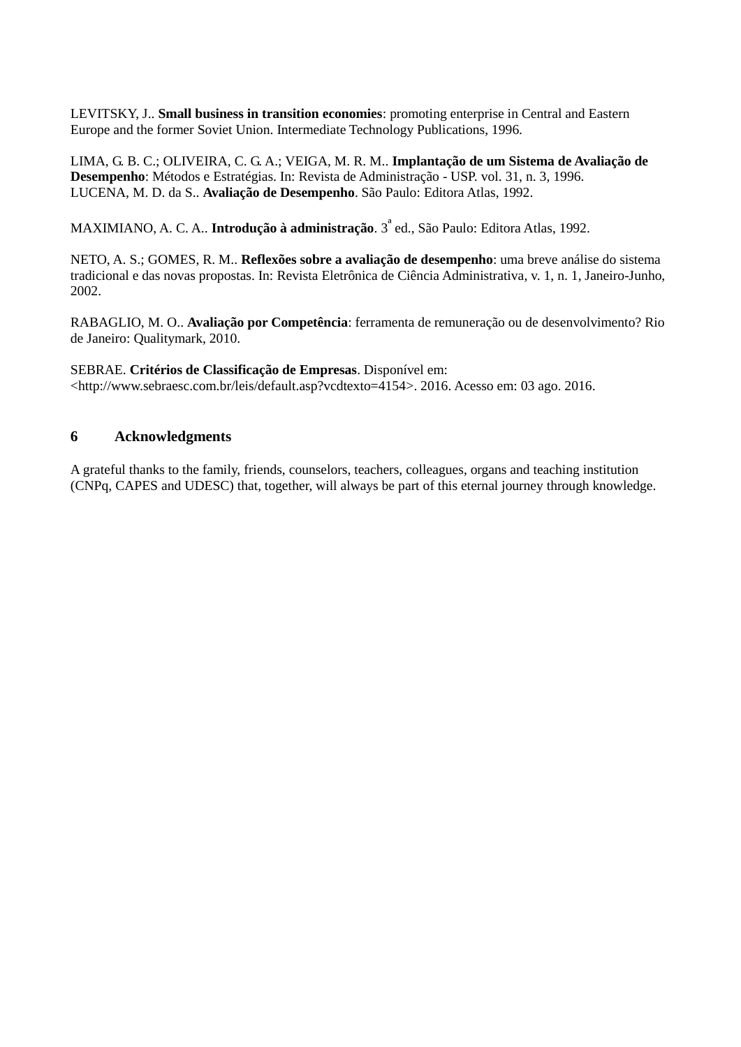LEVITSKY, J.. **Small business in transition economies**: promoting enterprise in Central and Eastern Europe and the former Soviet Union. Intermediate Technology Publications, 1996.

LIMA, G. B. C.; OLIVEIRA, C. G. A.; VEIGA, M. R. M.. **Implantação de um Sistema de Avaliação de Desempenho**: Métodos e Estratégias. In: Revista de Administração - USP. vol. 31, n. 3, 1996.
LUCENA, M. D. da S.. **Avaliação de Desempenho**. São Paulo: Editora Atlas, 1992.

MAXIMIANO, A. C. A.. **Introdução à administração**. 3ª ed., São Paulo: Editora Atlas, 1992.

NETO, A. S.; GOMES, R. M.. **Reflexões sobre a avaliação de desempenho**: uma breve análise do sistema tradicional e das novas propostas. In: Revista Eletrônica de Ciência Administrativa, v. 1, n. 1, Janeiro-Junho, 2002.

RABAGLIO, M. O.. **Avaliação por Competência**: ferramenta de remuneração ou de desenvolvimento? Rio de Janeiro: Qualitymark, 2010.

SEBRAE. **Critérios de Classificação de Empresas**. Disponível em: <http://www.sebraesc.com.br/leis/default.asp?vcdtexto=4154>. 2016. Acesso em: 03 ago. 2016.

## 6 Acknowledgments

A grateful thanks to the family, friends, counselors, teachers, colleagues, organs and teaching institution (CNPq, CAPES and UDESC) that, together, will always be part of this eternal journey through knowledge.